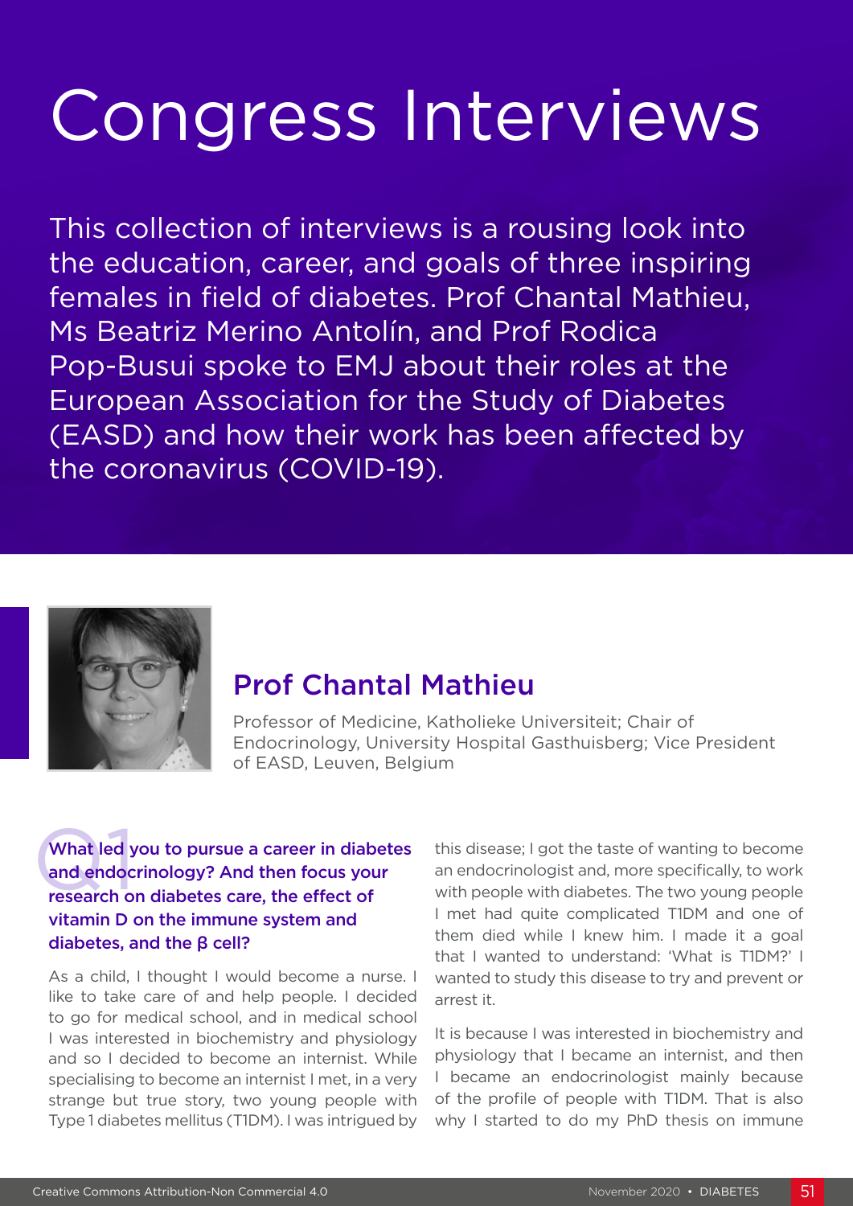# Congress Interviews

This collection of interviews is a rousing look into the education, career, and goals of three inspiring females in field of diabetes. Prof Chantal Mathieu, Ms Beatriz Merino Antolín, and Prof Rodica Pop-Busui spoke to EMJ about their roles at the European Association for the Study of Diabetes (EASD) and how their work has been affected by the coronavirus (COVID-19).

## Prof Chantal Mathieu

Professor of Medicine, Katholieke Universiteit; Chair of Endocrinology, University Hospital Gasthuisberg; Vice President of EASD, Leuven, Belgium

### Q1 What led you to pursue a career in diabetes and endocrinology? And then focus your research on diabetes care, the effect of vitamin D on the immune system and diabetes, and the β cell?

As a child, I thought I would become a nurse. I like to take care of and help people. I decided to go for medical school, and in medical school I was interested in biochemistry and physiology and so I decided to become an internist. While specialising to become an internist I met, in a very strange but true story, two young people with Type 1 diabetes mellitus (T1DM). I was intrigued by this disease; I got the taste of wanting to become an endocrinologist and, more specifically, to work with people with diabetes. The two young people I met had quite complicated T1DM and one of them died while I knew him. I made it a goal that I wanted to understand: 'What is T1DM?' I wanted to study this disease to try and prevent or arrest it.

It is because I was interested in biochemistry and physiology that I became an internist, and then I became an endocrinologist mainly because of the profile of people with T1DM. That is also why I started to do my PhD thesis on immune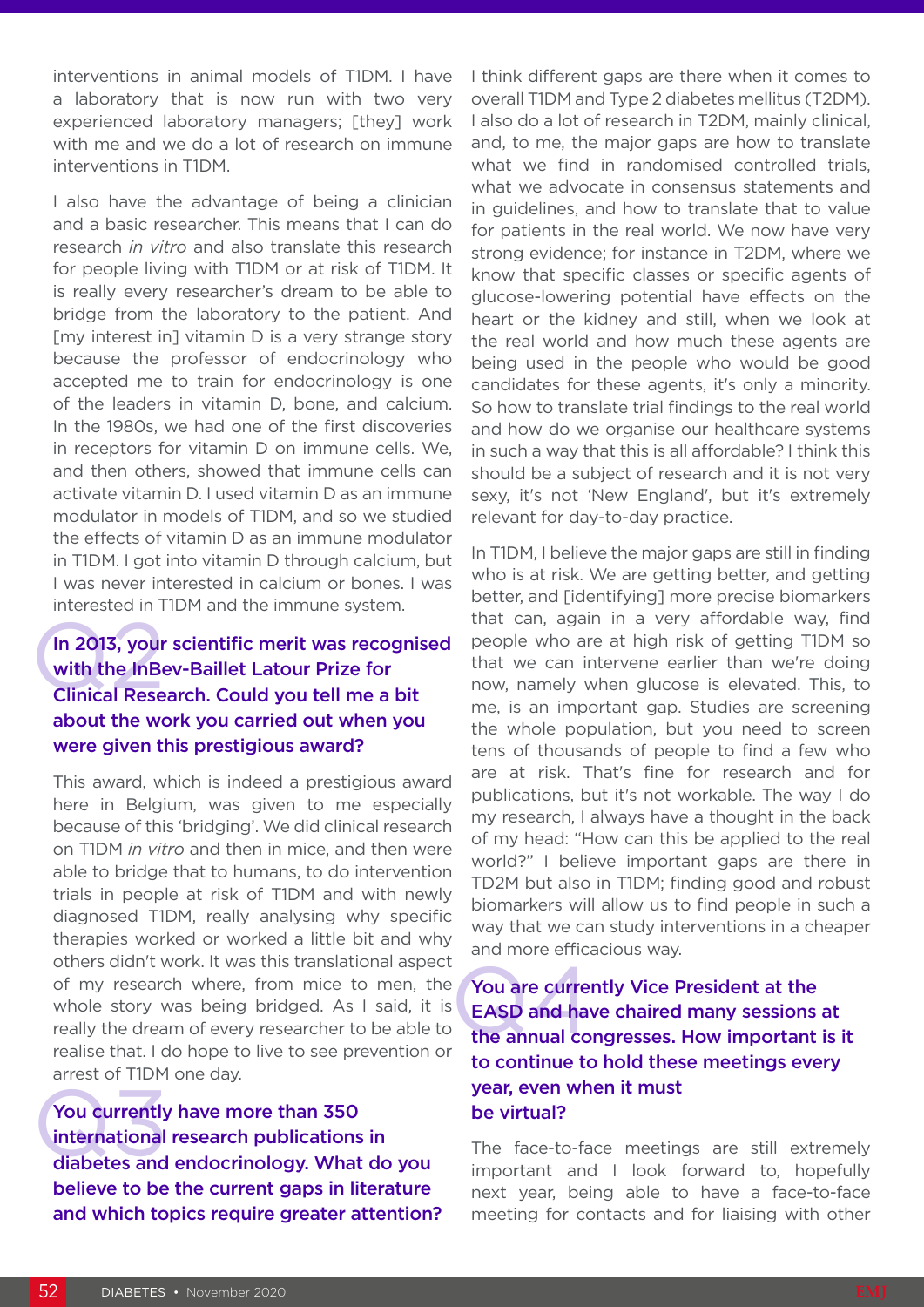interventions in animal models of T1DM. I have a laboratory that is now run with two very experienced laboratory managers; [they] work with me and we do a lot of research on immune interventions in T1DM.

I also have the advantage of being a clinician and a basic researcher. This means that I can do research *in vitro* and also translate this research for people living with T1DM or at risk of T1DM. It is really every researcher's dream to be able to bridge from the laboratory to the patient. And [my interest in] vitamin D is a very strange story because the professor of endocrinology who accepted me to train for endocrinology is one of the leaders in vitamin D, bone, and calcium. In the 1980s, we had one of the first discoveries in receptors for vitamin D on immune cells. We, and then others, showed that immune cells can activate vitamin D. I used vitamin D as an immune modulator in models of T1DM, and so we studied the effects of vitamin D as an immune modulator in T1DM. I got into vitamin D through calcium, but I was never interested in calcium or bones. I was interested in T1DM and the immune system.

### Q2 In 2013, your scientific merit was recognised with the InBev-Baillet Latour Prize for Clinical Research. Could you tell me a bit about the work you carried out when you were given this prestigious award?

This award, which is indeed a prestigious award here in Belgium, was given to me especially because of this 'bridging'. We did clinical research on T1DM *in vitro* and then in mice, and then were able to bridge that to humans, to do intervention trials in people at risk of T1DM and with newly diagnosed T1DM, really analysing why specific therapies worked or worked a little bit and why others didn't work. It was this translational aspect of my research where, from mice to men, the whole story was being bridged. As I said, it is really the dream of every researcher to be able to realise that. I do hope to live to see prevention or arrest of T1DM one day.

### Q3 You currently have more than 350 international research publications in diabetes and endocrinology. What do you believe to be the current gaps in literature and which topics require greater attention?

I think different gaps are there when it comes to overall T1DM and Type 2 diabetes mellitus (T2DM). I also do a lot of research in T2DM, mainly clinical, and, to me, the major gaps are how to translate what we find in randomised controlled trials, what we advocate in consensus statements and in guidelines, and how to translate that to value for patients in the real world. We now have very strong evidence; for instance in T2DM, where we know that specific classes or specific agents of glucose-lowering potential have effects on the heart or the kidney and still, when we look at the real world and how much these agents are being used in the people who would be good candidates for these agents, it's only a minority. So how to translate trial findings to the real world and how do we organise our healthcare systems in such a way that this is all affordable? I think this should be a subject of research and it is not very sexy, it's not 'New England', but it's extremely relevant for day-to-day practice.

In T1DM, I believe the major gaps are still in finding who is at risk. We are getting better, and getting better, and [identifying] more precise biomarkers that can, again in a very affordable way, find people who are at high risk of getting T1DM so that we can intervene earlier than we're doing now, namely when glucose is elevated. This, to me, is an important gap. Studies are screening the whole population, but you need to screen tens of thousands of people to find a few who are at risk. That's fine for research and for publications, but it's not workable. The way I do my research, I always have a thought in the back of my head: "How can this be applied to the real world?" I believe important gaps are there in TD2M but also in T1DM; finding good and robust biomarkers will allow us to find people in such a way that we can study interventions in a cheaper and more efficacious way.

### Q4 You are currently Vice President at the EASD and have chaired many sessions at the annual congresses. How important is it to continue to hold these meetings every year, even when it must be virtual?

The face-to-face meetings are still extremely important and I look forward to, hopefully next year, being able to have a face-to-face meeting for contacts and for liaising with other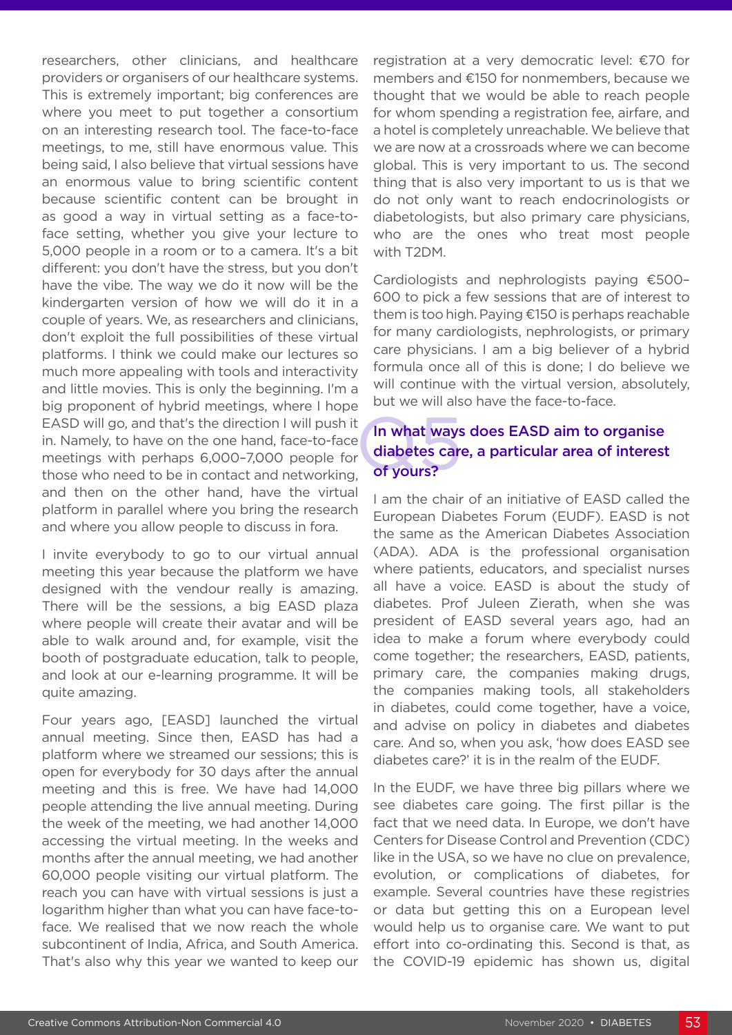researchers, other clinicians, and healthcare providers or organisers of our healthcare systems. This is extremely important; big conferences are where you meet to put together a consortium on an interesting research tool. The face-to-face meetings, to me, still have enormous value. This being said, I also believe that virtual sessions have an enormous value to bring scientific content because scientific content can be brought in as good a way in virtual setting as a face-to-face setting, whether you give your lecture to 5,000 people in a room or to a camera. It's a bit different: you don't have the stress, but you don't have the vibe. The way we do it now will be the kindergarten version of how we will do it in a couple of years. We, as researchers and clinicians, don't exploit the full possibilities of these virtual platforms. I think we could make our lectures so much more appealing with tools and interactivity and little movies. This is only the beginning. I'm a big proponent of hybrid meetings, where I hope EASD will go, and that's the direction I will push it in. Namely, to have on the one hand, face-to-face meetings with perhaps 6,000–7,000 people for those who need to be in contact and networking, and then on the other hand, have the virtual platform in parallel where you bring the research and where you allow people to discuss in fora.

I invite everybody to go to our virtual annual meeting this year because the platform we have designed with the vendour really is amazing. There will be the sessions, a big EASD plaza where people will create their avatar and will be able to walk around and, for example, visit the booth of postgraduate education, talk to people, and look at our e-learning programme. It will be quite amazing.

Four years ago, [EASD] launched the virtual annual meeting. Since then, EASD has had a platform where we streamed our sessions; this is open for everybody for 30 days after the annual meeting and this is free. We have had 14,000 people attending the live annual meeting. During the week of the meeting, we had another 14,000 accessing the virtual meeting. In the weeks and months after the annual meeting, we had another 60,000 people visiting our virtual platform. The reach you can have with virtual sessions is just a logarithm higher than what you can have face-to-face. We realised that we now reach the whole subcontinent of India, Africa, and South America. That's also why this year we wanted to keep our registration at a very democratic level: €70 for members and €150 for nonmembers, because we thought that we would be able to reach people for whom spending a registration fee, airfare, and a hotel is completely unreachable. We believe that we are now at a crossroads where we can become global. This is very important to us. The second thing that is also very important to us is that we do not only want to reach endocrinologists or diabetologists, but also primary care physicians, who are the ones who treat most people with T2DM.

Cardiologists and nephrologists paying €500–600 to pick a few sessions that are of interest to them is too high. Paying €150 is perhaps reachable for many cardiologists, nephrologists, or primary care physicians. I am a big believer of a hybrid formula once all of this is done; I do believe we will continue with the virtual version, absolutely, but we will also have the face-to-face.

## Q5 In what ways does EASD aim to organise diabetes care, a particular area of interest of yours?

I am the chair of an initiative of EASD called the European Diabetes Forum (EUDF). EASD is not the same as the American Diabetes Association (ADA). ADA is the professional organisation where patients, educators, and specialist nurses all have a voice. EASD is about the study of diabetes. Prof Juleen Zierath, when she was president of EASD several years ago, had an idea to make a forum where everybody could come together; the researchers, EASD, patients, primary care, the companies making drugs, the companies making tools, all stakeholders in diabetes, could come together, have a voice, and advise on policy in diabetes and diabetes care. And so, when you ask, 'how does EASD see diabetes care?' it is in the realm of the EUDF.

In the EUDF, we have three big pillars where we see diabetes care going. The first pillar is the fact that we need data. In Europe, we don't have Centers for Disease Control and Prevention (CDC) like in the USA, so we have no clue on prevalence, evolution, or complications of diabetes, for example. Several countries have these registries or data but getting this on a European level would help us to organise care. We want to put effort into co-ordinating this. Second is that, as the COVID-19 epidemic has shown us, digital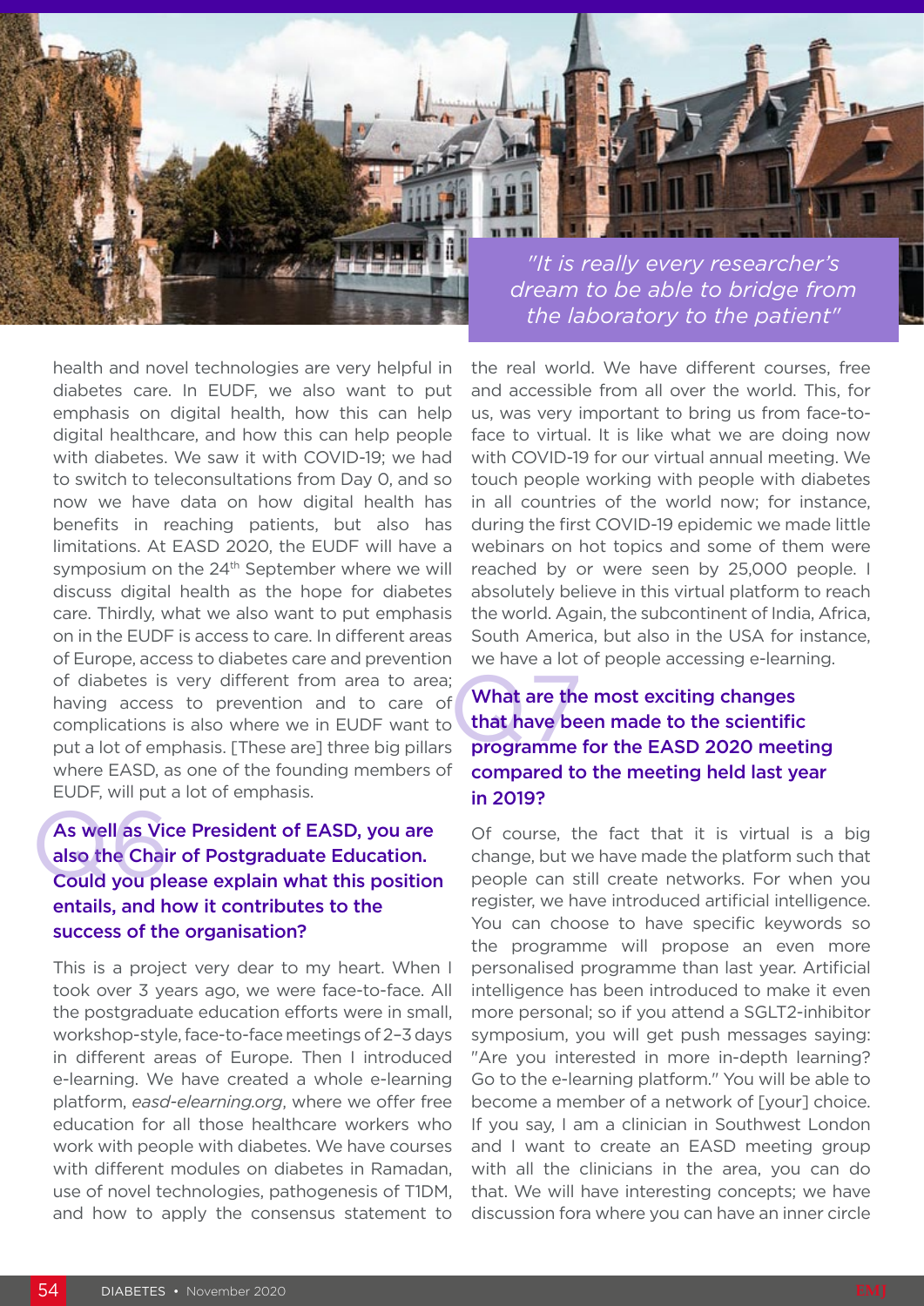*"It is really every researcher's dream to be able to bridge from the laboratory to the patient"*

health and novel technologies are very helpful in diabetes care. In EUDF, we also want to put emphasis on digital health, how this can help digital healthcare, and how this can help people with diabetes. We saw it with COVID-19; we had to switch to teleconsultations from Day 0, and so now we have data on how digital health has benefits in reaching patients, but also has limitations. At EASD 2020, the EUDF will have a symposium on the 24th September where we will discuss digital health as the hope for diabetes care. Thirdly, what we also want to put emphasis on in the EUDF is access to care. In different areas of Europe, access to diabetes care and prevention of diabetes is very different from area to area; having access to prevention and to care of complications is also where we in EUDF want to put a lot of emphasis. [These are] three big pillars where EASD, as one of the founding members of EUDF, will put a lot of emphasis.

### Q6 As well as Vice President of EASD, you are also the Chair of Postgraduate Education. Could you please explain what this position entails, and how it contributes to the success of the organisation?

This is a project very dear to my heart. When I took over 3 years ago, we were face-to-face. All the postgraduate education efforts were in small, workshop-style, face-to-face meetings of 2–3 days in different areas of Europe. Then I introduced e-learning. We have created a whole e-learning platform, *easd-elearning.org*, where we offer free education for all those healthcare workers who work with people with diabetes. We have courses with different modules on diabetes in Ramadan, use of novel technologies, pathogenesis of T1DM, and how to apply the consensus statement to the real world. We have different courses, free and accessible from all over the world. This, for us, was very important to bring us from face-to-face to virtual. It is like what we are doing now with COVID-19 for our virtual annual meeting. We touch people working with people with diabetes in all countries of the world now; for instance, during the first COVID-19 epidemic we made little webinars on hot topics and some of them were reached by or were seen by 25,000 people. I absolutely believe in this virtual platform to reach the world. Again, the subcontinent of India, Africa, South America, but also in the USA for instance, we have a lot of people accessing e-learning.

### Q7 What are the most exciting changes that have been made to the scientific programme for the EASD 2020 meeting compared to the meeting held last year in 2019?

Of course, the fact that it is virtual is a big change, but we have made the platform such that people can still create networks. For when you register, we have introduced artificial intelligence. You can choose to have specific keywords so the programme will propose an even more personalised programme than last year. Artificial intelligence has been introduced to make it even more personal; so if you attend a SGLT2-inhibitor symposium, you will get push messages saying: "Are you interested in more in-depth learning? Go to the e-learning platform." You will be able to become a member of a network of [your] choice. If you say, I am a clinician in Southwest London and I want to create an EASD meeting group with all the clinicians in the area, you can do that. We will have interesting concepts; we have discussion fora where you can have an inner circle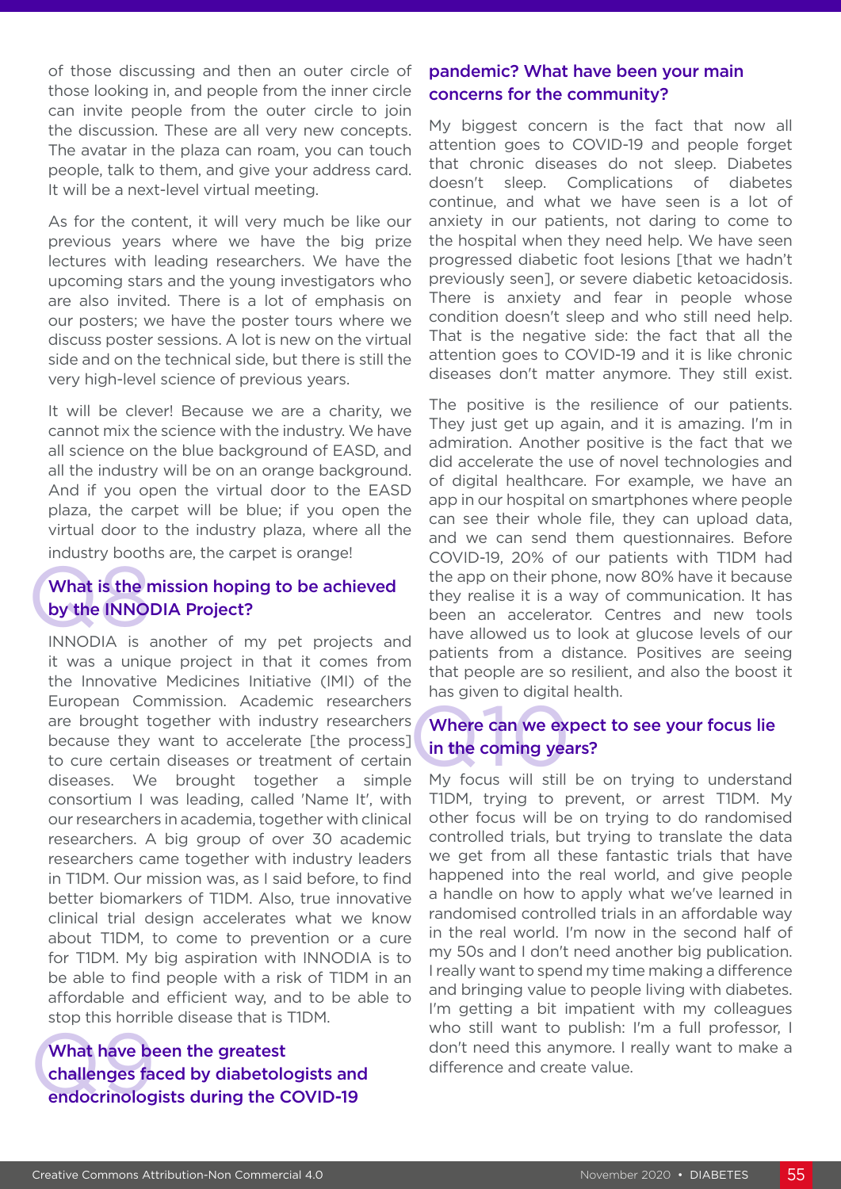of those discussing and then an outer circle of those looking in, and people from the inner circle can invite people from the outer circle to join the discussion. These are all very new concepts. The avatar in the plaza can roam, you can touch people, talk to them, and give your address card. It will be a next-level virtual meeting.

As for the content, it will very much be like our previous years where we have the big prize lectures with leading researchers. We have the upcoming stars and the young investigators who are also invited. There is a lot of emphasis on our posters; we have the poster tours where we discuss poster sessions. A lot is new on the virtual side and on the technical side, but there is still the very high-level science of previous years.

It will be clever! Because we are a charity, we cannot mix the science with the industry. We have all science on the blue background of EASD, and all the industry will be on an orange background. And if you open the virtual door to the EASD plaza, the carpet will be blue; if you open the virtual door to the industry plaza, where all the industry booths are, the carpet is orange!

## Q8 What is the mission hoping to be achieved by the INNODIA Project?

INNODIA is another of my pet projects and it was a unique project in that it comes from the Innovative Medicines Initiative (IMI) of the European Commission. Academic researchers are brought together with industry researchers because they want to accelerate [the process] to cure certain diseases or treatment of certain diseases. We brought together a simple consortium I was leading, called 'Name It', with our researchers in academia, together with clinical researchers. A big group of over 30 academic researchers came together with industry leaders in T1DM. Our mission was, as I said before, to find better biomarkers of T1DM. Also, true innovative clinical trial design accelerates what we know about T1DM, to come to prevention or a cure for T1DM. My big aspiration with INNODIA is to be able to find people with a risk of T1DM in an affordable and efficient way, and to be able to stop this horrible disease that is T1DM.

## Q9 What have been the greatest challenges faced by diabetologists and endocrinologists during the COVID-19 pandemic? What have been your main concerns for the community?

My biggest concern is the fact that now all attention goes to COVID-19 and people forget that chronic diseases do not sleep. Diabetes doesn't sleep. Complications of diabetes continue, and what we have seen is a lot of anxiety in our patients, not daring to come to the hospital when they need help. We have seen progressed diabetic foot lesions [that we hadn't previously seen], or severe diabetic ketoacidosis. There is anxiety and fear in people whose condition doesn't sleep and who still need help. That is the negative side: the fact that all the attention goes to COVID-19 and it is like chronic diseases don't matter anymore. They still exist.

The positive is the resilience of our patients. They just get up again, and it is amazing. I'm in admiration. Another positive is the fact that we did accelerate the use of novel technologies and of digital healthcare. For example, we have an app in our hospital on smartphones where people can see their whole file, they can upload data, and we can send them questionnaires. Before COVID-19, 20% of our patients with T1DM had the app on their phone, now 80% have it because they realise it is a way of communication. It has been an accelerator. Centres and new tools have allowed us to look at glucose levels of our patients from a distance. Positives are seeing that people are so resilient, and also the boost it has given to digital health.

## Q10 Where can we expect to see your focus lie in the coming years?

My focus will still be on trying to understand T1DM, trying to prevent, or arrest T1DM. My other focus will be on trying to do randomised controlled trials, but trying to translate the data we get from all these fantastic trials that have happened into the real world, and give people a handle on how to apply what we've learned in randomised controlled trials in an affordable way in the real world. I'm now in the second half of my 50s and I don't need another big publication. I really want to spend my time making a difference and bringing value to people living with diabetes. I'm getting a bit impatient with my colleagues who still want to publish: I'm a full professor, I don't need this anymore. I really want to make a difference and create value.